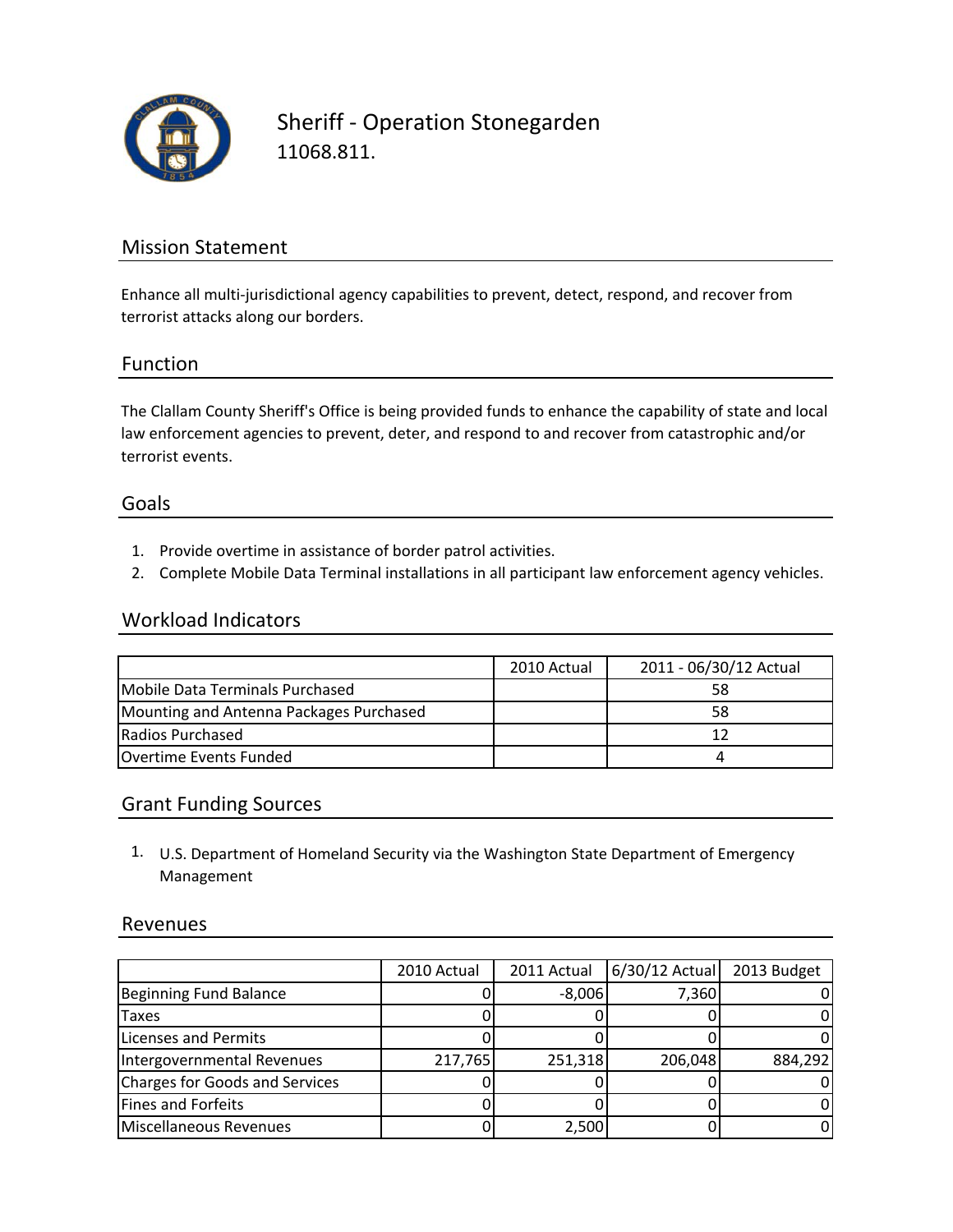# Sheriff - Operation Stonegarden

11068.811.

## Mission Statement

Enhance all multi-jurisdictional agency capabilities to prevent, detect, respond, and recover from terrorist attacks along our borders.

## Function

The Clallam County Sheriff's Office is being provided funds to enhance the capability of state and local law enforcement agencies to prevent, deter, and respond to and recover from catastrophic and/or terrorist events.

## Goals

1. Provide overtime in assistance of border patrol activities.
2. Complete Mobile Data Terminal installations in all participant law enforcement agency vehicles.

## Workload Indicators

| | 2010 Actual | 2011 - 06/30/12 Actual |
|---|---|---|
| Mobile Data Terminals Purchased | | 58 |
| Mounting and Antenna Packages Purchased | | 58 |
| Radios Purchased | | 12 |
| Overtime Events Funded | | 4 |

## Grant Funding Sources

1. U.S. Department of Homeland Security via the Washington State Department of Emergency Management

## Revenues

| | 2010 Actual | 2011 Actual | 6/30/12 Actual | 2013 Budget |
|---|---|---|---|---|
| Beginning Fund Balance | 0 | -8,006 | 7,360 | 0 |
| Taxes | 0 | 0 | 0 | 0 |
| Licenses and Permits | 0 | 0 | 0 | 0 |
| Intergovernmental Revenues | 217,765 | 251,318 | 206,048 | 884,292 |
| Charges for Goods and Services | 0 | 0 | 0 | 0 |
| Fines and Forfeits | 0 | 0 | 0 | 0 |
| Miscellaneous Revenues | 0 | 2,500 | 0 | 0 |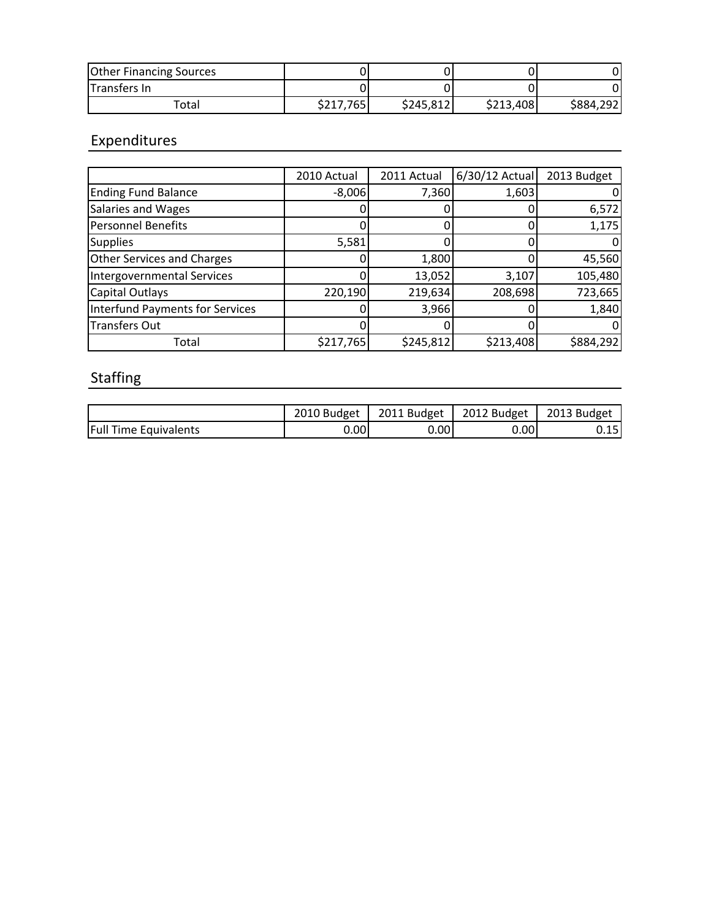| | | | | |
|---|---|---|---|---|
| Other Financing Sources | 0 | 0 | 0 | 0 |
| Transfers In | 0 | 0 | 0 | 0 |
| Total | $217,765 | $245,812 | $213,408 | $884,292 |

## Expenditures

| | 2010 Actual | 2011 Actual | 6/30/12 Actual | 2013 Budget |
|---|---|---|---|---|
| Ending Fund Balance | -8,006 | 7,360 | 1,603 | 0 |
| Salaries and Wages | 0 | 0 | 0 | 6,572 |
| Personnel Benefits | 0 | 0 | 0 | 1,175 |
| Supplies | 5,581 | 0 | 0 | 0 |
| Other Services and Charges | 0 | 1,800 | 0 | 45,560 |
| Intergovernmental Services | 0 | 13,052 | 3,107 | 105,480 |
| Capital Outlays | 220,190 | 219,634 | 208,698 | 723,665 |
| Interfund Payments for Services | 0 | 3,966 | 0 | 1,840 |
| Transfers Out | 0 | 0 | 0 | 0 |
| Total | $217,765 | $245,812 | $213,408 | $884,292 |

## Staffing

| | 2010 Budget | 2011 Budget | 2012 Budget | 2013 Budget |
|---|---|---|---|---|
| Full Time Equivalents | 0.00 | 0.00 | 0.00 | 0.15 |